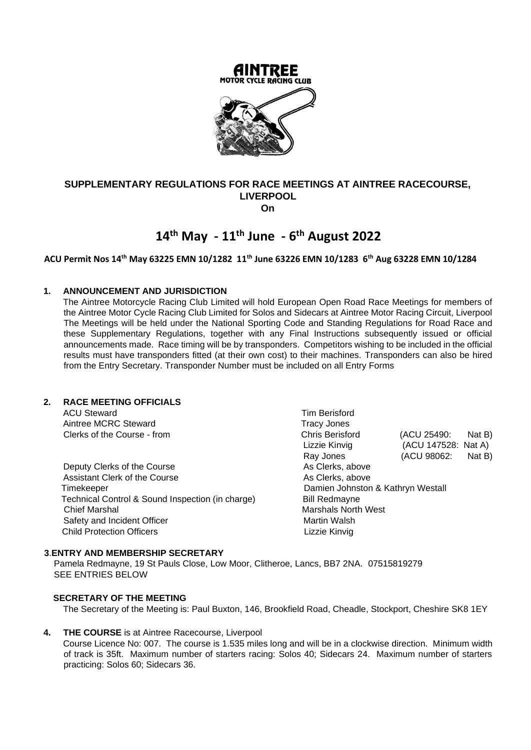# SUPPLEMENTARY REGULATIONS FOR RACE MEETINGS AT AINTREE RACECOURSE, LIVERPOOL

**On**

# 14th May - 11th June - 6th August 2022

**ACU Permit Nos 14th May 63225 EMN 10/1282 11th June 63226 EMN 10/1283 6th Aug 63228 EMN 10/1284**

## 1. ANNOUNCEMENT AND JURISDICTION

The Aintree Motorcycle Racing Club Limited will hold European Open Road Race Meetings for members of the Aintree Motor Cycle Racing Club Limited for Solos and Sidecars at Aintree Motor Racing Circuit, Liverpool The Meetings will be held under the National Sporting Code and Standing Regulations for Road Race and these Supplementary Regulations, together with any Final Instructions subsequently issued or official announcements made. Race timing will be by transponders. Competitors wishing to be included in the official results must have transponders fitted (at their own cost) to their machines. Transponders can also be hired from the Entry Secretary. Transponder Number must be included on all Entry Forms

## 2. RACE MEETING OFFICIALS

| | | |
|---|---|---|
| ACU Steward | Tim Berisford | |
| Aintree MCRC Steward | Tracy Jones | |
| Clerks of the Course - from | Chris Berisford | (ACU 25490: Nat B) |
| | Lizzie Kinvig | (ACU 147528: Nat A) |
| | Ray Jones | (ACU 98062: Nat B) |
| Deputy Clerks of the Course | As Clerks, above | |
| Assistant Clerk of the Course | As Clerks, above | |
| Timekeeper | Damien Johnston & Kathryn Westall | |
| Technical Control & Sound Inspection (in charge) | Bill Redmayne | |
| Chief Marshal | Marshals North West | |
| Safety and Incident Officer | Martin Walsh | |
| Child Protection Officers | Lizzie Kinvig | |

## 3. ENTRY AND MEMBERSHIP SECRETARY

Pamela Redmayne, 19 St Pauls Close, Low Moor, Clitheroe, Lancs, BB7 2NA. 07515819279

SEE ENTRIES BELOW

### SECRETARY OF THE MEETING

The Secretary of the Meeting is: Paul Buxton, 146, Brookfield Road, Cheadle, Stockport, Cheshire SK8 1EY

## 4. THE COURSE is at Aintree Racecourse, Liverpool

Course Licence No: 007. The course is 1.535 miles long and will be in a clockwise direction. Minimum width of track is 35ft. Maximum number of starters racing: Solos 40; Sidecars 24. Maximum number of starters practicing: Solos 60; Sidecars 36.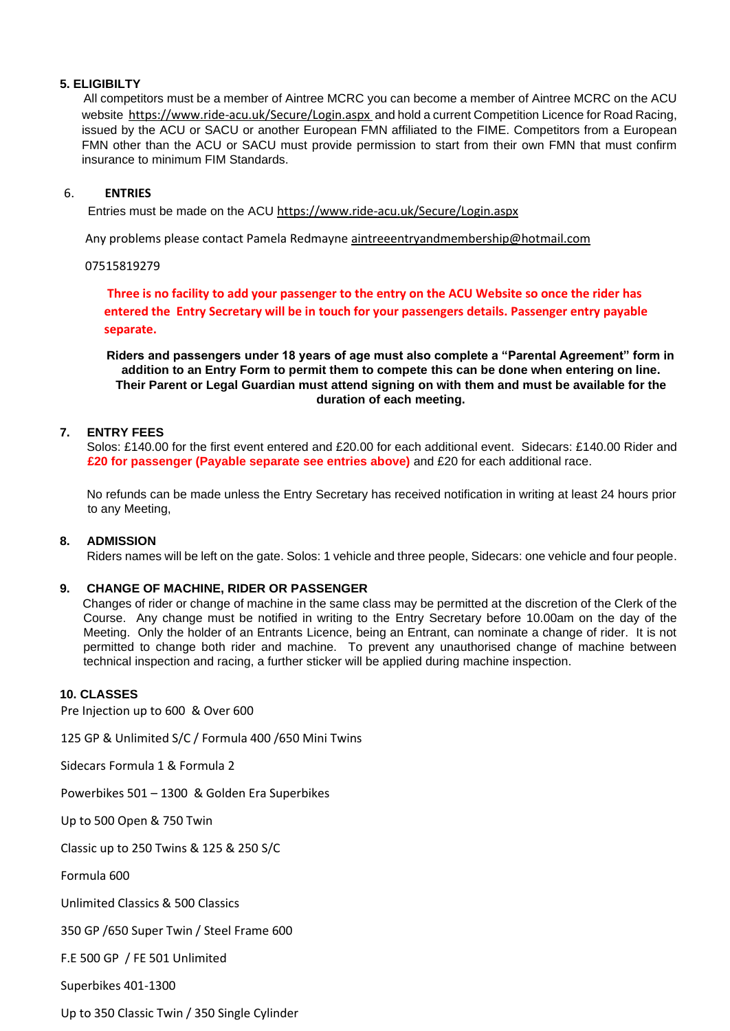## 5. ELIGIBILTY

All competitors must be a member of Aintree MCRC you can become a member of Aintree MCRC on the ACU website https://www.ride-acu.uk/Secure/Login.aspx and hold a current Competition Licence for Road Racing, issued by the ACU or SACU or another European FMN affiliated to the FIME. Competitors from a European FMN other than the ACU or SACU must provide permission to start from their own FMN that must confirm insurance to minimum FIM Standards.

## 6. ENTRIES

Entries must be made on the ACU https://www.ride-acu.uk/Secure/Login.aspx

Any problems please contact Pamela Redmayne aintreeentryandmembership@hotmail.com

07515819279

**Three is no facility to add your passenger to the entry on the ACU Website so once the rider has entered the Entry Secretary will be in touch for your passengers details. Passenger entry payable separate.**

**Riders and passengers under 18 years of age must also complete a "Parental Agreement" form in addition to an Entry Form to permit them to compete this can be done when entering on line. Their Parent or Legal Guardian must attend signing on with them and must be available for the duration of each meeting.**

## 7. ENTRY FEES

Solos: £140.00 for the first event entered and £20.00 for each additional event. Sidecars: £140.00 Rider and **£20 for passenger (Payable separate see entries above)** and £20 for each additional race.

No refunds can be made unless the Entry Secretary has received notification in writing at least 24 hours prior to any Meeting,

## 8. ADMISSION

Riders names will be left on the gate. Solos: 1 vehicle and three people, Sidecars: one vehicle and four people.

## 9. CHANGE OF MACHINE, RIDER OR PASSENGER

Changes of rider or change of machine in the same class may be permitted at the discretion of the Clerk of the Course. Any change must be notified in writing to the Entry Secretary before 10.00am on the day of the Meeting. Only the holder of an Entrants Licence, being an Entrant, can nominate a change of rider. It is not permitted to change both rider and machine. To prevent any unauthorised change of machine between technical inspection and racing, a further sticker will be applied during machine inspection.

## 10. CLASSES

Pre Injection up to 600 & Over 600

125 GP & Unlimited S/C / Formula 400 /650 Mini Twins

Sidecars Formula 1 & Formula 2

Powerbikes 501 – 1300 & Golden Era Superbikes

Up to 500 Open & 750 Twin

Classic up to 250 Twins & 125 & 250 S/C

Formula 600

Unlimited Classics & 500 Classics

350 GP /650 Super Twin / Steel Frame 600

F.E 500 GP / FE 501 Unlimited

Superbikes 401-1300

Up to 350 Classic Twin / 350 Single Cylinder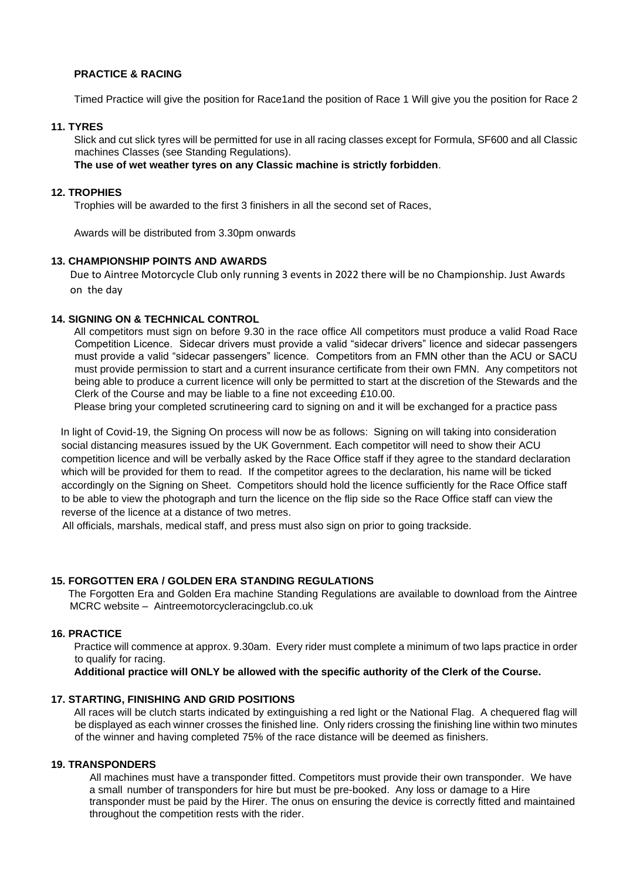**PRACTICE & RACING**

Timed Practice will give the position for Race1and the position of Race 1 Will give you the position for Race 2

**11. TYRES**

Slick and cut slick tyres will be permitted for use in all racing classes except for Formula, SF600 and all Classic machines Classes (see Standing Regulations).

**The use of wet weather tyres on any Classic machine is strictly forbidden**.

**12. TROPHIES**

Trophies will be awarded to the first 3 finishers in all the second set of Races,

Awards will be distributed from 3.30pm onwards

**13. CHAMPIONSHIP POINTS AND AWARDS**

Due to Aintree Motorcycle Club only running 3 events in 2022 there will be no Championship. Just Awards on the day

**14. SIGNING ON & TECHNICAL CONTROL**

All competitors must sign on before 9.30 in the race office All competitors must produce a valid Road Race Competition Licence. Sidecar drivers must provide a valid "sidecar drivers" licence and sidecar passengers must provide a valid "sidecar passengers" licence. Competitors from an FMN other than the ACU or SACU must provide permission to start and a current insurance certificate from their own FMN. Any competitors not being able to produce a current licence will only be permitted to start at the discretion of the Stewards and the Clerk of the Course and may be liable to a fine not exceeding £10.00.

Please bring your completed scrutineering card to signing on and it will be exchanged for a practice pass

In light of Covid-19, the Signing On process will now be as follows: Signing on will taking into consideration social distancing measures issued by the UK Government. Each competitor will need to show their ACU competition licence and will be verbally asked by the Race Office staff if they agree to the standard declaration which will be provided for them to read. If the competitor agrees to the declaration, his name will be ticked accordingly on the Signing on Sheet. Competitors should hold the licence sufficiently for the Race Office staff to be able to view the photograph and turn the licence on the flip side so the Race Office staff can view the reverse of the licence at a distance of two metres.

All officials, marshals, medical staff, and press must also sign on prior to going trackside.

**15. FORGOTTEN ERA / GOLDEN ERA STANDING REGULATIONS**

The Forgotten Era and Golden Era machine Standing Regulations are available to download from the Aintree MCRC website – Aintreemotorcycleracingclub.co.uk

**16. PRACTICE**

Practice will commence at approx. 9.30am. Every rider must complete a minimum of two laps practice in order to qualify for racing.

**Additional practice will ONLY be allowed with the specific authority of the Clerk of the Course.**

**17. STARTING, FINISHING AND GRID POSITIONS**

All races will be clutch starts indicated by extinguishing a red light or the National Flag. A chequered flag will be displayed as each winner crosses the finished line. Only riders crossing the finishing line within two minutes of the winner and having completed 75% of the race distance will be deemed as finishers.

**19. TRANSPONDERS**

All machines must have a transponder fitted. Competitors must provide their own transponder. We have a small number of transponders for hire but must be pre-booked. Any loss or damage to a Hire transponder must be paid by the Hirer. The onus on ensuring the device is correctly fitted and maintained throughout the competition rests with the rider.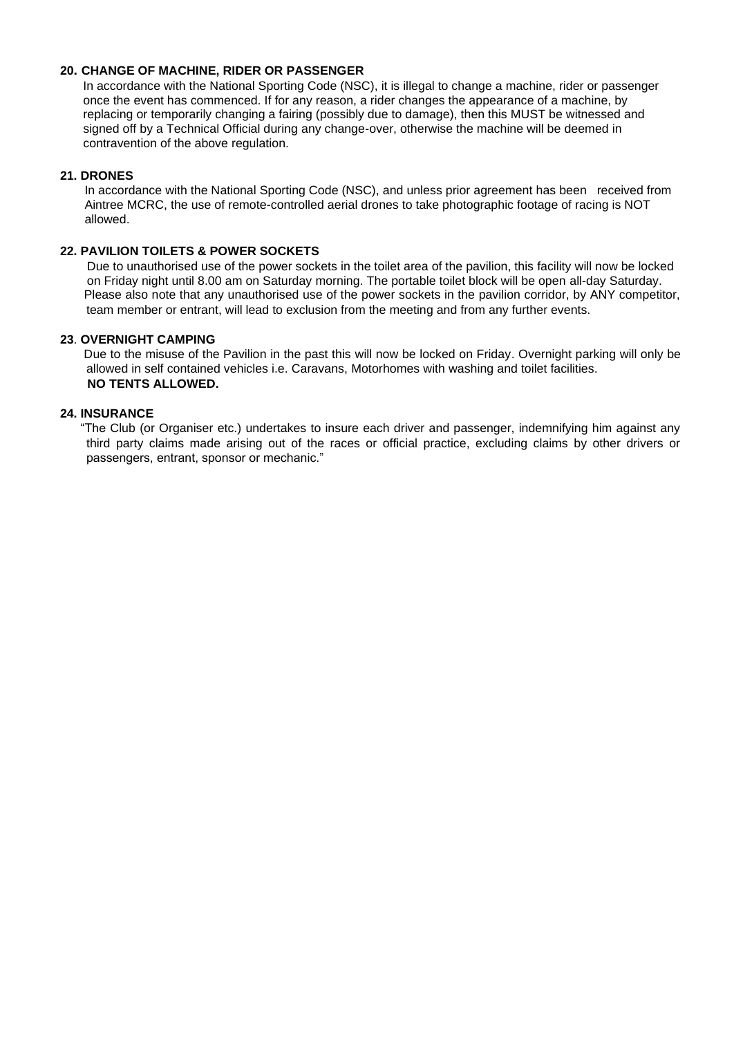**20. CHANGE OF MACHINE, RIDER OR PASSENGER**

In accordance with the National Sporting Code (NSC), it is illegal to change a machine, rider or passenger once the event has commenced. If for any reason, a rider changes the appearance of a machine, by replacing or temporarily changing a fairing (possibly due to damage), then this MUST be witnessed and signed off by a Technical Official during any change-over, otherwise the machine will be deemed in contravention of the above regulation.

**21. DRONES**

In accordance with the National Sporting Code (NSC), and unless prior agreement has been received from Aintree MCRC, the use of remote-controlled aerial drones to take photographic footage of racing is NOT allowed.

**22. PAVILION TOILETS & POWER SOCKETS**

Due to unauthorised use of the power sockets in the toilet area of the pavilion, this facility will now be locked on Friday night until 8.00 am on Saturday morning. The portable toilet block will be open all-day Saturday. Please also note that any unauthorised use of the power sockets in the pavilion corridor, by ANY competitor, team member or entrant, will lead to exclusion from the meeting and from any further events.

**23. OVERNIGHT CAMPING**

Due to the misuse of the Pavilion in the past this will now be locked on Friday. Overnight parking will only be allowed in self contained vehicles i.e. Caravans, Motorhomes with washing and toilet facilities.
**NO TENTS ALLOWED.**

**24. INSURANCE**

"The Club (or Organiser etc.) undertakes to insure each driver and passenger, indemnifying him against any third party claims made arising out of the races or official practice, excluding claims by other drivers or passengers, entrant, sponsor or mechanic."